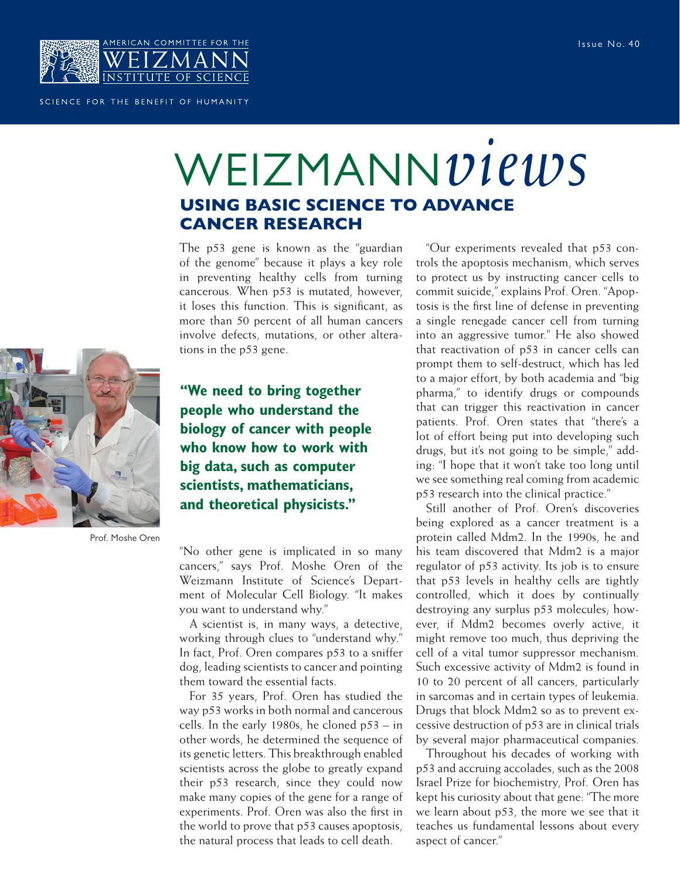AMERICAN COMMITTEE FOR THE WEIZMANN INSTITUTE OF SCIENCE

SCIENCE FOR THE BENEFIT OF HUMANITY

Issue No. 40

# WEIZMANN*views*

## USING BASIC SCIENCE TO ADVANCE CANCER RESEARCH

The p53 gene is known as the "guardian of the genome" because it plays a key role in preventing healthy cells from turning cancerous. When p53 is mutated, however, it loses this function. This is significant, as more than 50 percent of all human cancers involve defects, mutations, or other alterations in the p53 gene.

**"We need to bring together people who understand the biology of cancer with people who know how to work with big data, such as computer scientists, mathematicians, and theoretical physicists."**

Prof. Moshe Oren

"No other gene is implicated in so many cancers," says Prof. Moshe Oren of the Weizmann Institute of Science's Department of Molecular Cell Biology. "It makes you want to understand why."

A scientist is, in many ways, a detective, working through clues to "understand why." In fact, Prof. Oren compares p53 to a sniffer dog, leading scientists to cancer and pointing them toward the essential facts.

For 35 years, Prof. Oren has studied the way p53 works in both normal and cancerous cells. In the early 1980s, he cloned p53 – in other words, he determined the sequence of its genetic letters. This breakthrough enabled scientists across the globe to greatly expand their p53 research, since they could now make many copies of the gene for a range of experiments. Prof. Oren was also the first in the world to prove that p53 causes apoptosis, the natural process that leads to cell death.

"Our experiments revealed that p53 controls the apoptosis mechanism, which serves to protect us by instructing cancer cells to commit suicide," explains Prof. Oren. "Apoptosis is the first line of defense in preventing a single renegade cancer cell from turning into an aggressive tumor." He also showed that reactivation of p53 in cancer cells can prompt them to self-destruct, which has led to a major effort, by both academia and "big pharma," to identify drugs or compounds that can trigger this reactivation in cancer patients. Prof. Oren states that "there's a lot of effort being put into developing such drugs, but it's not going to be simple," adding: "I hope that it won't take too long until we see something real coming from academic p53 research into the clinical practice."

Still another of Prof. Oren's discoveries being explored as a cancer treatment is a protein called Mdm2. In the 1990s, he and his team discovered that Mdm2 is a major regulator of p53 activity. Its job is to ensure that p53 levels in healthy cells are tightly controlled, which it does by continually destroying any surplus p53 molecules; however, if Mdm2 becomes overly active, it might remove too much, thus depriving the cell of a vital tumor suppressor mechanism. Such excessive activity of Mdm2 is found in 10 to 20 percent of all cancers, particularly in sarcomas and in certain types of leukemia. Drugs that block Mdm2 so as to prevent excessive destruction of p53 are in clinical trials by several major pharmaceutical companies.

Throughout his decades of working with p53 and accruing accolades, such as the 2008 Israel Prize for biochemistry, Prof. Oren has kept his curiosity about that gene: "The more we learn about p53, the more we see that it teaches us fundamental lessons about every aspect of cancer."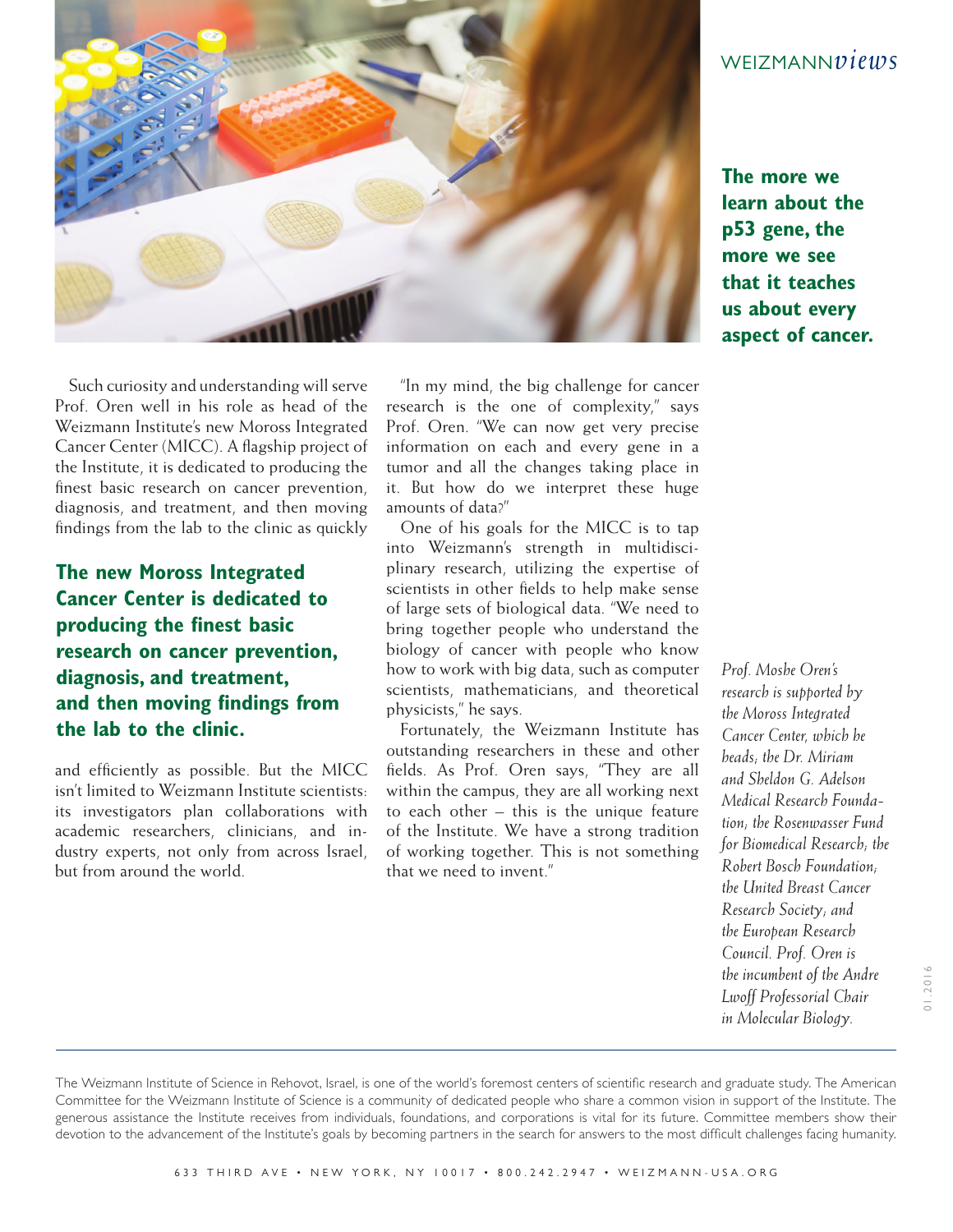**The more we learn about the p53 gene, the more we see that it teaches us about every aspect of cancer.**

Such curiosity and understanding will serve Prof. Oren well in his role as head of the Weizmann Institute's new Moross Integrated Cancer Center (MICC). A flagship project of the Institute, it is dedicated to producing the finest basic research on cancer prevention, diagnosis, and treatment, and then moving findings from the lab to the clinic as quickly and efficiently as possible. But the MICC isn't limited to Weizmann Institute scientists: its investigators plan collaborations with academic researchers, clinicians, and industry experts, not only from across Israel, but from around the world.

**The new Moross Integrated Cancer Center is dedicated to producing the finest basic research on cancer prevention, diagnosis, and treatment, and then moving findings from the lab to the clinic.**

"In my mind, the big challenge for cancer research is the one of complexity," says Prof. Oren. "We can now get very precise information on each and every gene in a tumor and all the changes taking place in it. But how do we interpret these huge amounts of data?"

One of his goals for the MICC is to tap into Weizmann's strength in multidisciplinary research, utilizing the expertise of scientists in other fields to help make sense of large sets of biological data. "We need to bring together people who understand the biology of cancer with people who know how to work with big data, such as computer scientists, mathematicians, and theoretical physicists," he says.

Fortunately, the Weizmann Institute has outstanding researchers in these and other fields. As Prof. Oren says, "They are all within the campus, they are all working next to each other – this is the unique feature of the Institute. We have a strong tradition of working together. This is not something that we need to invent."

*Prof. Moshe Oren's research is supported by the Moross Integrated Cancer Center, which he heads; the Dr. Miriam and Sheldon G. Adelson Medical Research Foundation; the Rosenwasser Fund for Biomedical Research; the Robert Bosch Foundation; the United Breast Cancer Research Society; and the European Research Council. Prof. Oren is the incumbent of the Andre Lwoff Professorial Chair in Molecular Biology.*

---

The Weizmann Institute of Science in Rehovot, Israel, is one of the world's foremost centers of scientific research and graduate study. The American Committee for the Weizmann Institute of Science is a community of dedicated people who share a common vision in support of the Institute. The generous assistance the Institute receives from individuals, foundations, and corporations is vital for its future. Committee members show their devotion to the advancement of the Institute's goals by becoming partners in the search for answers to the most difficult challenges facing humanity.

633 THIRD AVE • NEW YORK, NY 10017 • 800.242.2947 • WEIZMANN-USA.ORG